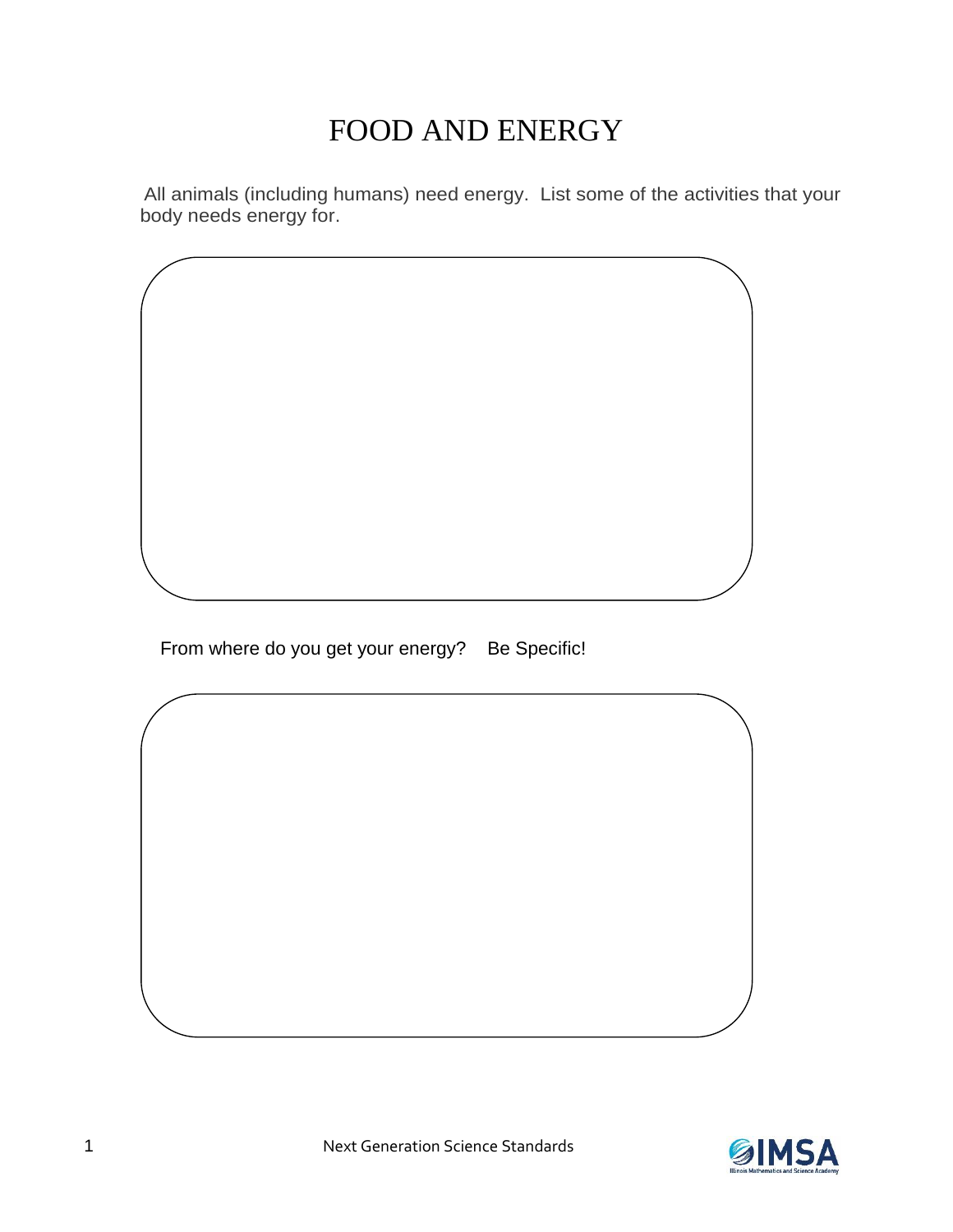# FOOD AND ENERGY

All animals (including humans) need energy. List some of the activities that your body needs energy for.

From where do you get your energy? Be Specific!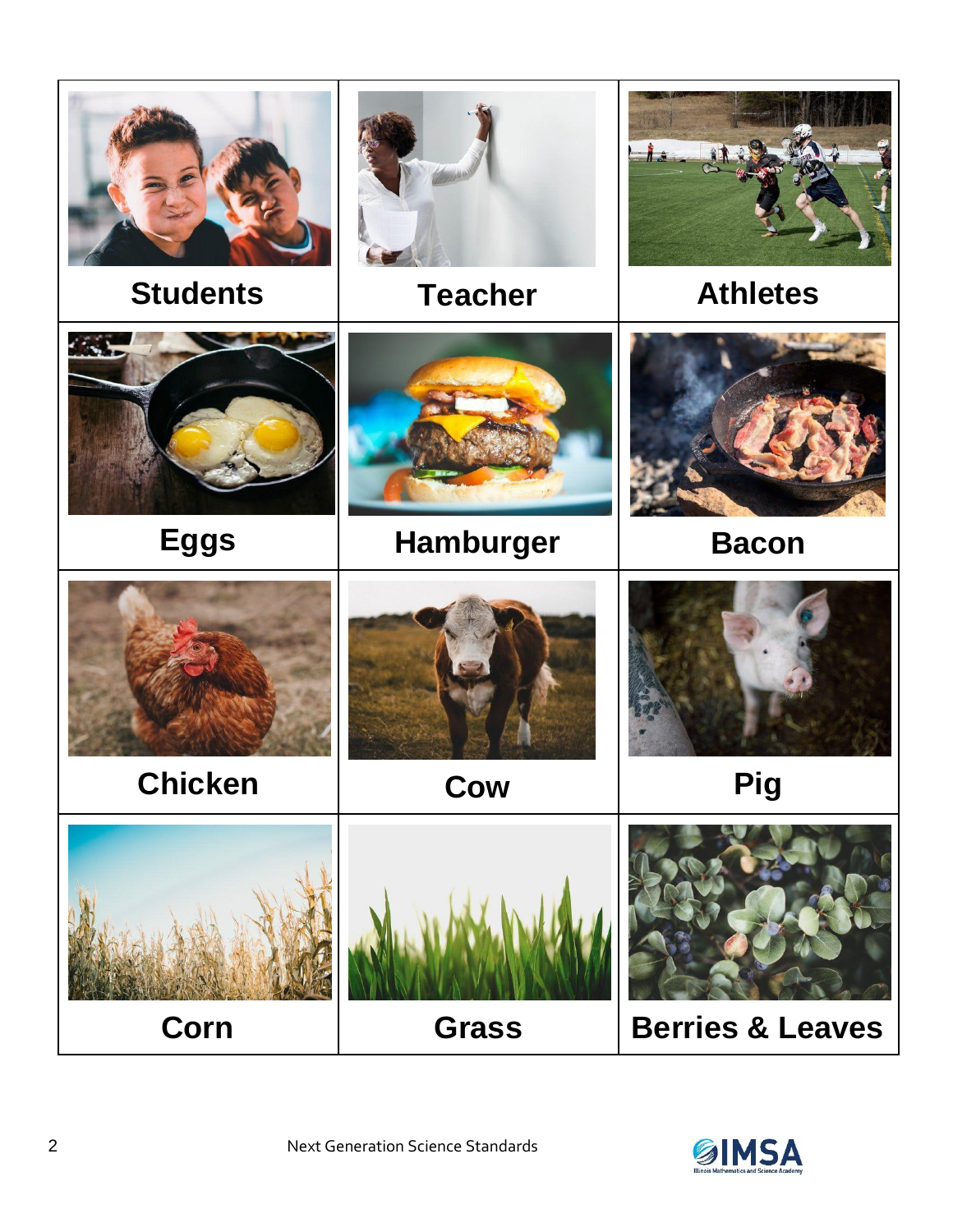| Students | Teacher | Athletes |
| --- | --- | --- |
| Eggs | Hamburger | Bacon |
| Chicken | Cow | Pig |
| Corn | Grass | Berries & Leaves |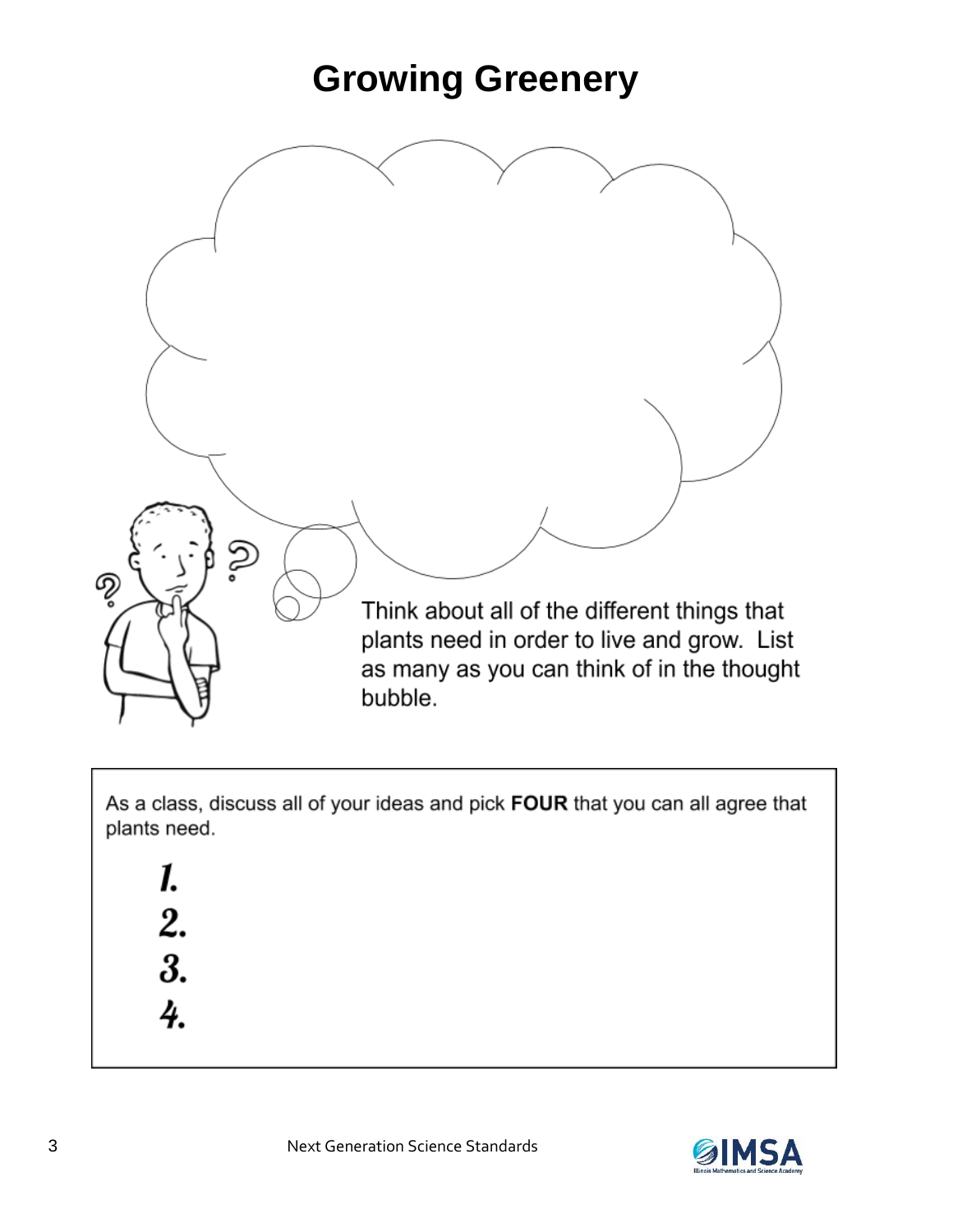# Growing Greenery

Think about all of the different things that plants need in order to live and grow. List as many as you can think of in the thought bubble.

As a class, discuss all of your ideas and pick **FOUR** that you can all agree that plants need.

1.
2.
3.
4.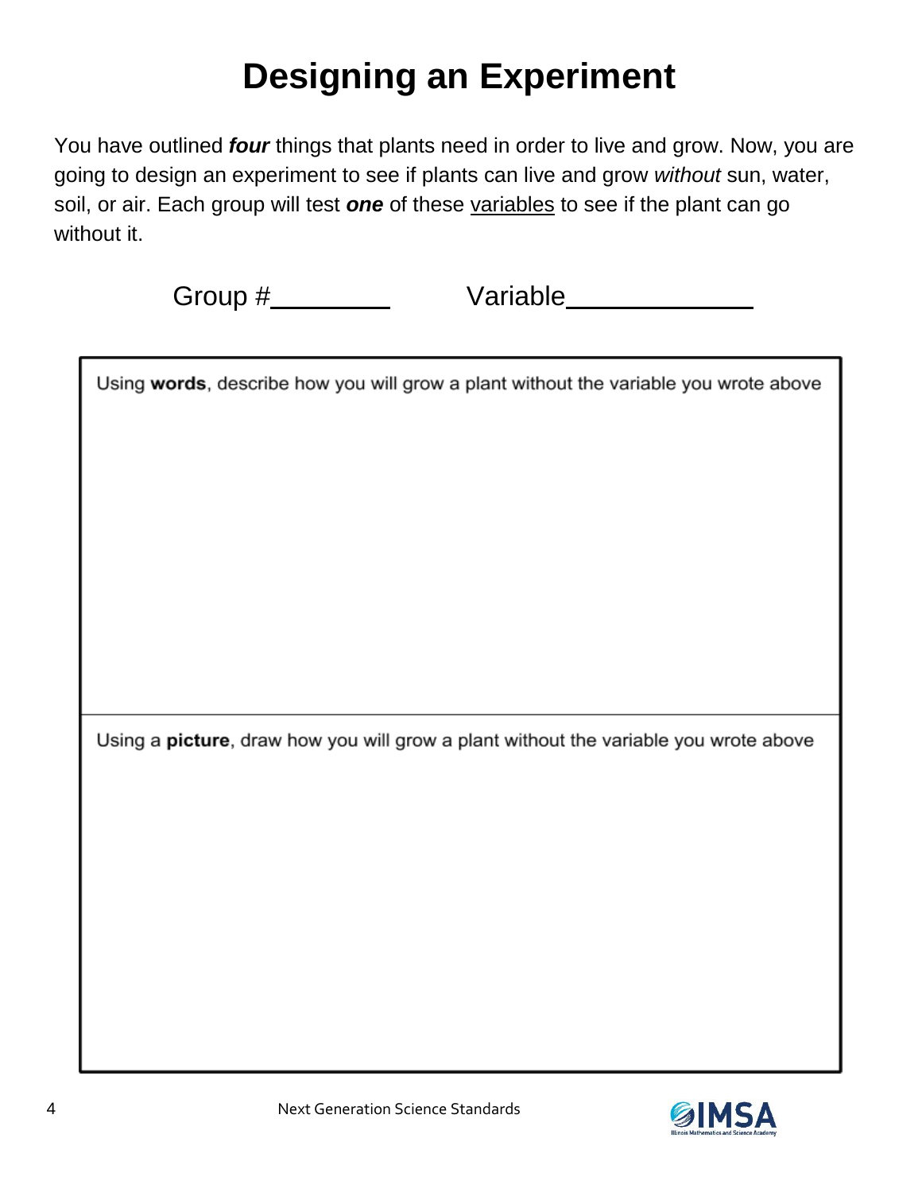# Designing an Experiment

You have outlined ***four*** things that plants need in order to live and grow. Now, you are going to design an experiment to see if plants can live and grow *without* sun, water, soil, or air. Each group will test ***one*** of these variables to see if the plant can go without it.

Group #________ Variable____________

| Using **words**, describe how you will grow a plant without the variable you wrote above |
| --- |
| |
| Using a **picture**, draw how you will grow a plant without the variable you wrote above |
| |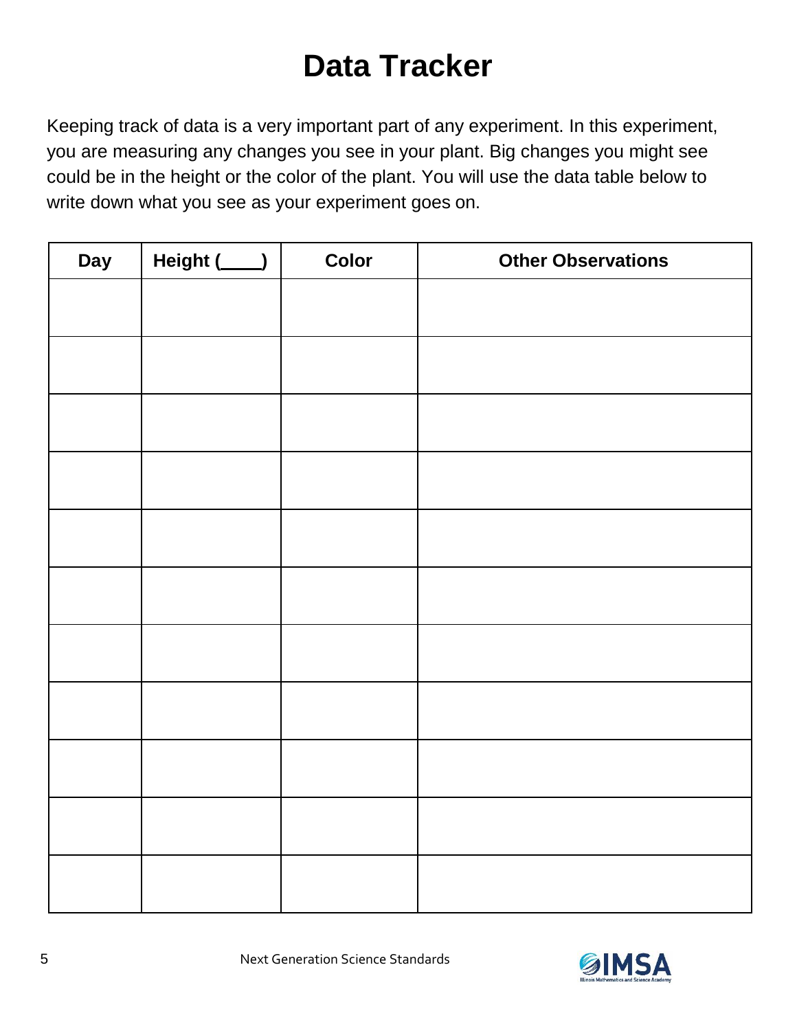# Data Tracker

Keeping track of data is a very important part of any experiment. In this experiment, you are measuring any changes you see in your plant. Big changes you might see could be in the height or the color of the plant. You will use the data table below to write down what you see as your experiment goes on.

| Day | Height (____) | Color | Other Observations |
|---|---|---|---|
| | | | |
| | | | |
| | | | |
| | | | |
| | | | |
| | | | |
| | | | |
| | | | |
| | | | |
| | | | |
| | | | |

Next Generation Science Standards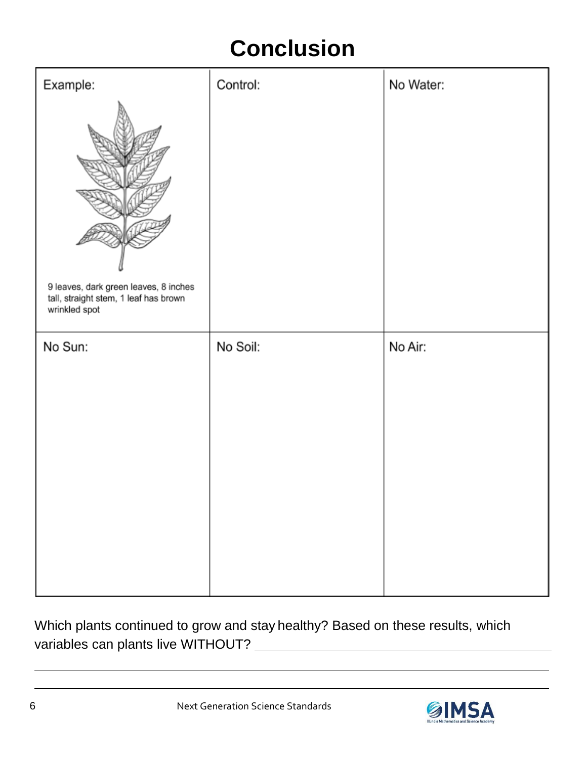# Conclusion

| | | |
|---|---|---|
| Example: 9 leaves, dark green leaves, 8 inches tall, straight stem, 1 leaf has brown wrinkled spot | Control: | No Water: |
| No Sun: | No Soil: | No Air: |

Which plants continued to grow and stay healthy? Based on these results, which variables can plants live WITHOUT? ______________________________________________

_____________________________________________________________________________

_____________________________________________________________________________